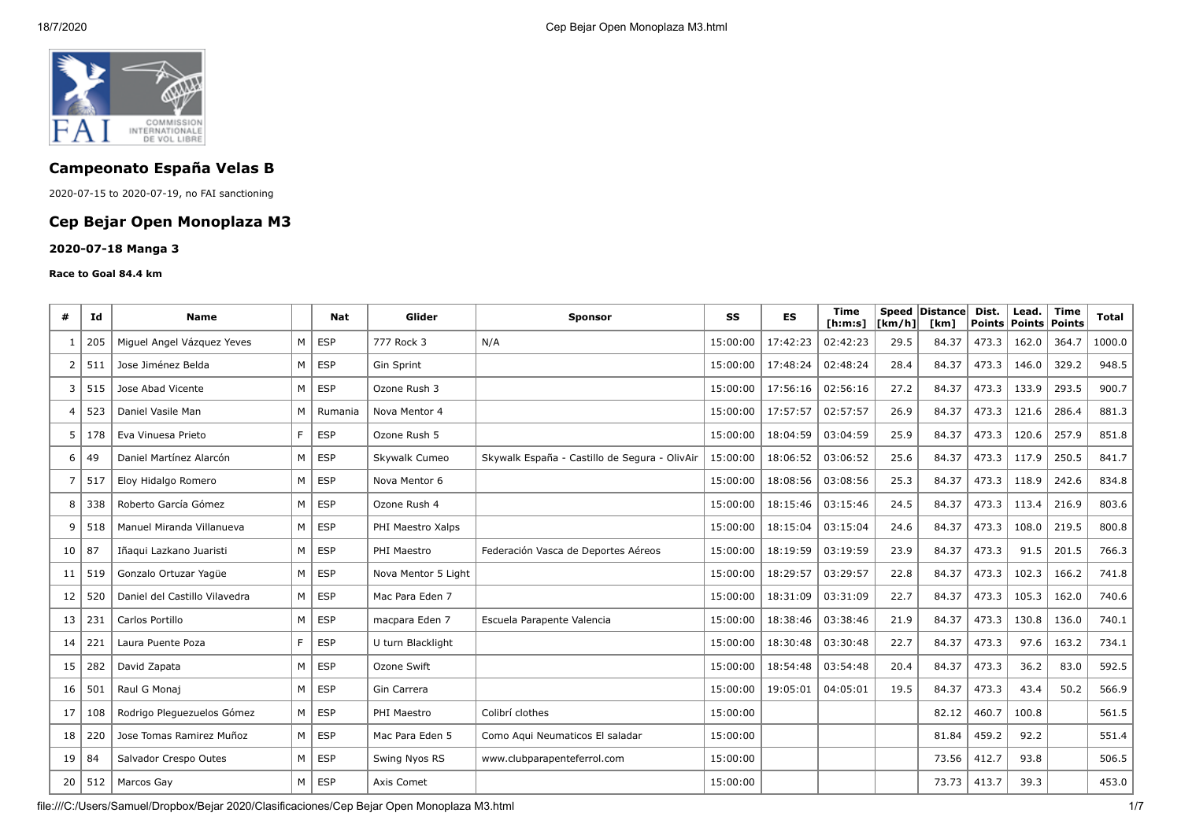## Campeonato España Velas B

2020-07-15 to 2020-07-19, no FAI sanctioning

## Cep Bejar Open Monoplaza M3

### 2020-07-18 Manga 3

**Race to Goal 84.4 km**

| # | Id | Name | | Nat | Glider | Sponsor | SS | ES | Time [h:m:s] | Speed [km/h] | Distance [km] | Dist. Points | Lead. Points | Time Points | Total |
|---|---|---|---|---|---|---|---|---|---|---|---|---|---|---|---|
| 1 | 205 | Miguel Angel Vázquez Yeves | M | ESP | 777 Rock 3 | N/A | 15:00:00 | 17:42:23 | 02:42:23 | 29.5 | 84.37 | 473.3 | 162.0 | 364.7 | 1000.0 |
| 2 | 511 | Jose Jiménez Belda | M | ESP | Gin Sprint | | 15:00:00 | 17:48:24 | 02:48:24 | 28.4 | 84.37 | 473.3 | 146.0 | 329.2 | 948.5 |
| 3 | 515 | Jose Abad Vicente | M | ESP | Ozone Rush 3 | | 15:00:00 | 17:56:16 | 02:56:16 | 27.2 | 84.37 | 473.3 | 133.9 | 293.5 | 900.7 |
| 4 | 523 | Daniel Vasile Man | M | Rumania | Nova Mentor 4 | | 15:00:00 | 17:57:57 | 02:57:57 | 26.9 | 84.37 | 473.3 | 121.6 | 286.4 | 881.3 |
| 5 | 178 | Eva Vinuesa Prieto | F | ESP | Ozone Rush 5 | | 15:00:00 | 18:04:59 | 03:04:59 | 25.9 | 84.37 | 473.3 | 120.6 | 257.9 | 851.8 |
| 6 | 49 | Daniel Martínez Alarcón | M | ESP | Skywalk Cumeo | Skywalk España - Castillo de Segura - OlivAir | 15:00:00 | 18:06:52 | 03:06:52 | 25.6 | 84.37 | 473.3 | 117.9 | 250.5 | 841.7 |
| 7 | 517 | Eloy Hidalgo Romero | M | ESP | Nova Mentor 6 | | 15:00:00 | 18:08:56 | 03:08:56 | 25.3 | 84.37 | 473.3 | 118.9 | 242.6 | 834.8 |
| 8 | 338 | Roberto García Gómez | M | ESP | Ozone Rush 4 | | 15:00:00 | 18:15:46 | 03:15:46 | 24.5 | 84.37 | 473.3 | 113.4 | 216.9 | 803.6 |
| 9 | 518 | Manuel Miranda Villanueva | M | ESP | PHI Maestro Xalps | | 15:00:00 | 18:15:04 | 03:15:04 | 24.6 | 84.37 | 473.3 | 108.0 | 219.5 | 800.8 |
| 10 | 87 | Iñaqui Lazkano Juaristi | M | ESP | PHI Maestro | Federación Vasca de Deportes Aéreos | 15:00:00 | 18:19:59 | 03:19:59 | 23.9 | 84.37 | 473.3 | 91.5 | 201.5 | 766.3 |
| 11 | 519 | Gonzalo Ortuzar Yagüe | M | ESP | Nova Mentor 5 Light | | 15:00:00 | 18:29:57 | 03:29:57 | 22.8 | 84.37 | 473.3 | 102.3 | 166.2 | 741.8 |
| 12 | 520 | Daniel del Castillo Vilavedra | M | ESP | Mac Para Eden 7 | | 15:00:00 | 18:31:09 | 03:31:09 | 22.7 | 84.37 | 473.3 | 105.3 | 162.0 | 740.6 |
| 13 | 231 | Carlos Portillo | M | ESP | macpara Eden 7 | Escuela Parapente Valencia | 15:00:00 | 18:38:46 | 03:38:46 | 21.9 | 84.37 | 473.3 | 130.8 | 136.0 | 740.1 |
| 14 | 221 | Laura Puente Poza | F | ESP | U turn Blacklight | | 15:00:00 | 18:30:48 | 03:30:48 | 22.7 | 84.37 | 473.3 | 97.6 | 163.2 | 734.1 |
| 15 | 282 | David Zapata | M | ESP | Ozone Swift | | 15:00:00 | 18:54:48 | 03:54:48 | 20.4 | 84.37 | 473.3 | 36.2 | 83.0 | 592.5 |
| 16 | 501 | Raul G Monaj | M | ESP | Gin Carrera | | 15:00:00 | 19:05:01 | 04:05:01 | 19.5 | 84.37 | 473.3 | 43.4 | 50.2 | 566.9 |
| 17 | 108 | Rodrigo Pleguezuelos Gómez | M | ESP | PHI Maestro | Colibrí clothes | 15:00:00 | | | | 82.12 | 460.7 | 100.8 | | 561.5 |
| 18 | 220 | Jose Tomas Ramirez Muñoz | M | ESP | Mac Para Eden 5 | Como Aqui Neumaticos El saladar | 15:00:00 | | | | 81.84 | 459.2 | 92.2 | | 551.4 |
| 19 | 84 | Salvador Crespo Outes | M | ESP | Swing Nyos RS | www.clubparapenteferrol.com | 15:00:00 | | | | 73.56 | 412.7 | 93.8 | | 506.5 |
| 20 | 512 | Marcos Gay | M | ESP | Axis Comet | | 15:00:00 | | | | 73.73 | 413.7 | 39.3 | | 453.0 |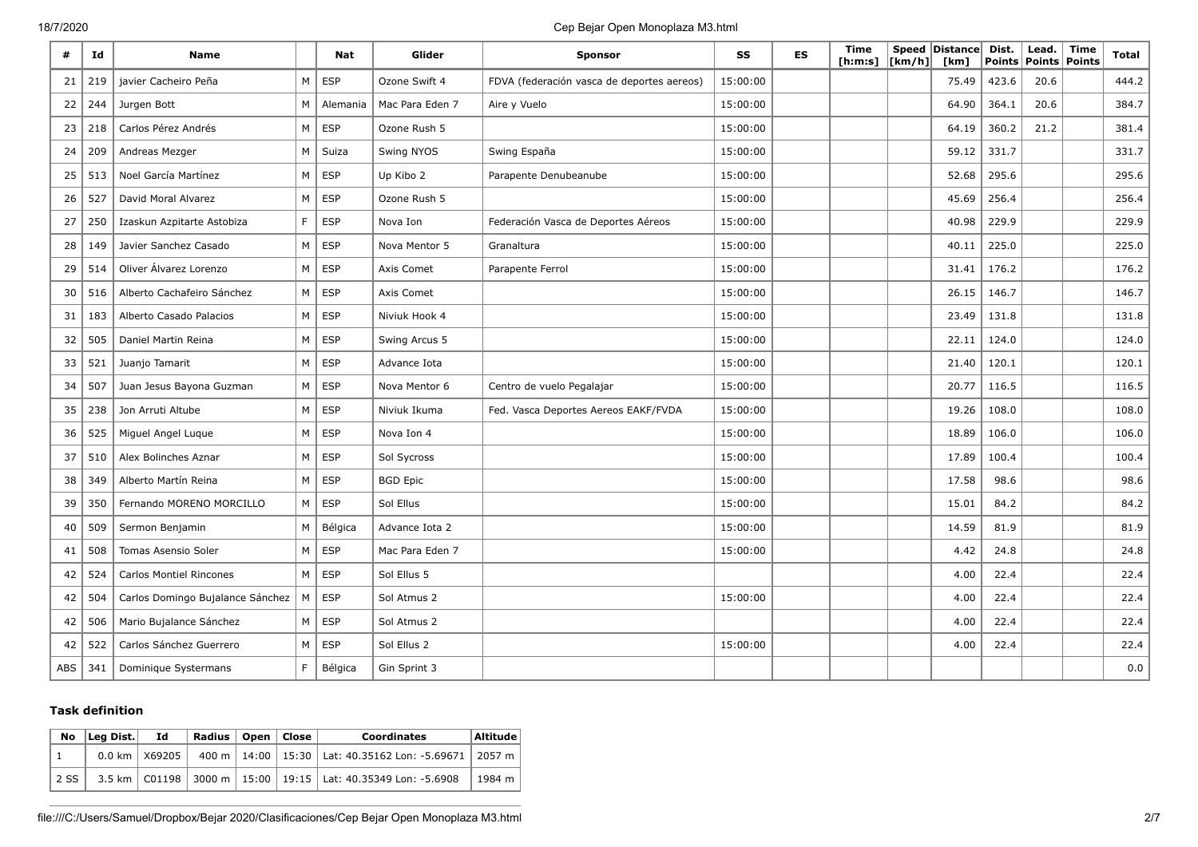| # | Id | Name | | Nat | Glider | Sponsor | SS | ES | Time [h:m:s] | Speed [km/h] | Distance [km] | Dist. Points | Lead. Points | Time Points | Total |
|---|---|---|---|---|---|---|---|---|---|---|---|---|---|---|---|
| 21 | 219 | javier Cacheiro Peña | M | ESP | Ozone Swift 4 | FDVA (federación vasca de deportes aereos) | 15:00:00 | | | | 75.49 | 423.6 | 20.6 | | 444.2 |
| 22 | 244 | Jurgen Bott | M | Alemania | Mac Para Eden 7 | Aire y Vuelo | 15:00:00 | | | | 64.90 | 364.1 | 20.6 | | 384.7 |
| 23 | 218 | Carlos Pérez Andrés | M | ESP | Ozone Rush 5 | | 15:00:00 | | | | 64.19 | 360.2 | 21.2 | | 381.4 |
| 24 | 209 | Andreas Mezger | M | Suiza | Swing NYOS | Swing España | 15:00:00 | | | | 59.12 | 331.7 | | | 331.7 |
| 25 | 513 | Noel García Martínez | M | ESP | Up Kibo 2 | Parapente Denubeanube | 15:00:00 | | | | 52.68 | 295.6 | | | 295.6 |
| 26 | 527 | David Moral Alvarez | M | ESP | Ozone Rush 5 | | 15:00:00 | | | | 45.69 | 256.4 | | | 256.4 |
| 27 | 250 | Izaskun Azpitarte Astobiza | F | ESP | Nova Ion | Federación Vasca de Deportes Aéreos | 15:00:00 | | | | 40.98 | 229.9 | | | 229.9 |
| 28 | 149 | Javier Sanchez Casado | M | ESP | Nova Mentor 5 | Granaltura | 15:00:00 | | | | 40.11 | 225.0 | | | 225.0 |
| 29 | 514 | Oliver Álvarez Lorenzo | M | ESP | Axis Comet | Parapente Ferrol | 15:00:00 | | | | 31.41 | 176.2 | | | 176.2 |
| 30 | 516 | Alberto Cachafeiro Sánchez | M | ESP | Axis Comet | | 15:00:00 | | | | 26.15 | 146.7 | | | 146.7 |
| 31 | 183 | Alberto Casado Palacios | M | ESP | Niviuk Hook 4 | | 15:00:00 | | | | 23.49 | 131.8 | | | 131.8 |
| 32 | 505 | Daniel Martin Reina | M | ESP | Swing Arcus 5 | | 15:00:00 | | | | 22.11 | 124.0 | | | 124.0 |
| 33 | 521 | Juanjo Tamarit | M | ESP | Advance Iota | | 15:00:00 | | | | 21.40 | 120.1 | | | 120.1 |
| 34 | 507 | Juan Jesus Bayona Guzman | M | ESP | Nova Mentor 6 | Centro de vuelo Pegalajar | 15:00:00 | | | | 20.77 | 116.5 | | | 116.5 |
| 35 | 238 | Jon Arruti Altube | M | ESP | Niviuk Ikuma | Fed. Vasca Deportes Aereos EAKF/FVDA | 15:00:00 | | | | 19.26 | 108.0 | | | 108.0 |
| 36 | 525 | Miguel Angel Luque | M | ESP | Nova Ion 4 | | 15:00:00 | | | | 18.89 | 106.0 | | | 106.0 |
| 37 | 510 | Alex Bolinches Aznar | M | ESP | Sol Sycross | | 15:00:00 | | | | 17.89 | 100.4 | | | 100.4 |
| 38 | 349 | Alberto Martín Reina | M | ESP | BGD Epic | | 15:00:00 | | | | 17.58 | 98.6 | | | 98.6 |
| 39 | 350 | Fernando MORENO MORCILLO | M | ESP | Sol Ellus | | 15:00:00 | | | | 15.01 | 84.2 | | | 84.2 |
| 40 | 509 | Sermon Benjamin | M | Bélgica | Advance Iota 2 | | 15:00:00 | | | | 14.59 | 81.9 | | | 81.9 |
| 41 | 508 | Tomas Asensio Soler | M | ESP | Mac Para Eden 7 | | 15:00:00 | | | | 4.42 | 24.8 | | | 24.8 |
| 42 | 524 | Carlos Montiel Rincones | M | ESP | Sol Ellus 5 | | | | | | 4.00 | 22.4 | | | 22.4 |
| 42 | 504 | Carlos Domingo Bujalance Sánchez | M | ESP | Sol Atmus 2 | | 15:00:00 | | | | 4.00 | 22.4 | | | 22.4 |
| 42 | 506 | Mario Bujalance Sánchez | M | ESP | Sol Atmus 2 | | | | | | 4.00 | 22.4 | | | 22.4 |
| 42 | 522 | Carlos Sánchez Guerrero | M | ESP | Sol Ellus 2 | | 15:00:00 | | | | 4.00 | 22.4 | | | 22.4 |
| ABS | 341 | Dominique Systermans | F | Bélgica | Gin Sprint 3 | | | | | | | | | | 0.0 |

### Task definition

| No | Leg Dist. | Id | Radius | Open | Close | Coordinates | Altitude |
|---|---|---|---|---|---|---|---|
| 1 | 0.0 km | X69205 | 400 m | 14:00 | 15:30 | Lat: 40.35162 Lon: -5.69671 | 2057 m |
| 2 SS | 3.5 km | C01198 | 3000 m | 15:00 | 19:15 | Lat: 40.35349 Lon: -5.6908 | 1984 m |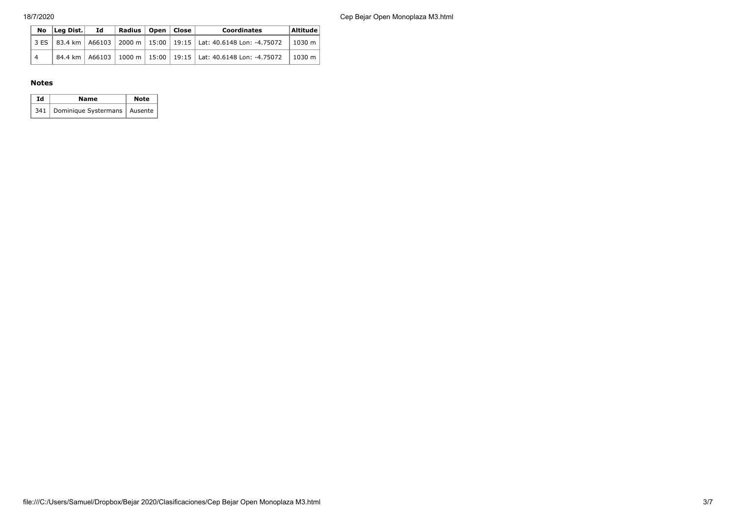| No | Leg Dist. | Id | Radius | Open | Close | Coordinates | Altitude |
|---|---|---|---|---|---|---|---|
| 3 ES | 83.4 km | A66103 | 2000 m | 15:00 | 19:15 | Lat: 40.6148 Lon: -4.75072 | 1030 m |
| 4 | 84.4 km | A66103 | 1000 m | 15:00 | 19:15 | Lat: 40.6148 Lon: -4.75072 | 1030 m |

### Notes

| Id | Name | Note |
|---|---|---|
| 341 | Dominique Systermans | Ausente |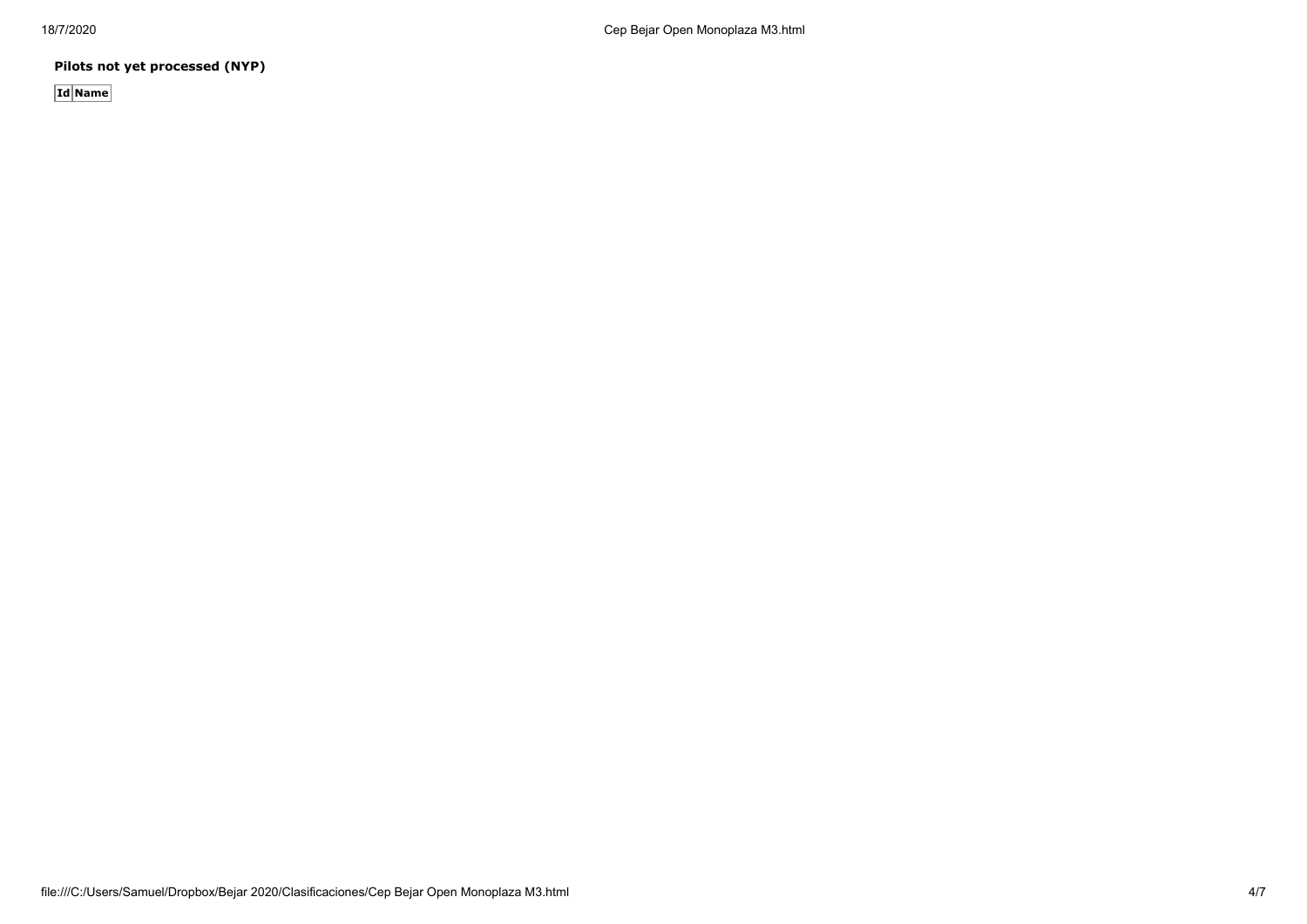**Pilots not yet processed (NYP)**

| Id | Name |
|---|---|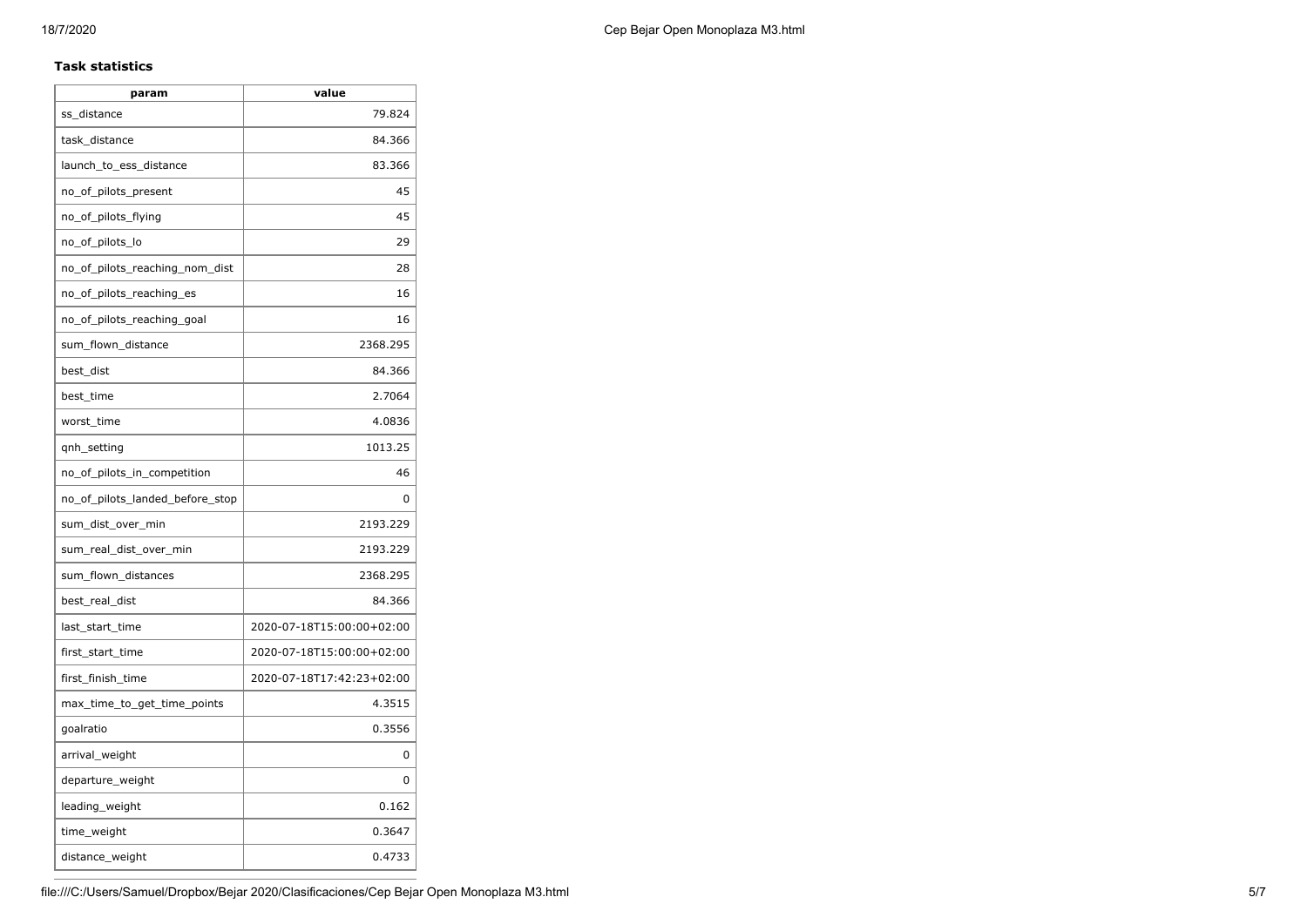**Task statistics**

| param | value |
| --- | --- |
| ss_distance | 79.824 |
| task_distance | 84.366 |
| launch_to_ess_distance | 83.366 |
| no_of_pilots_present | 45 |
| no_of_pilots_flying | 45 |
| no_of_pilots_lo | 29 |
| no_of_pilots_reaching_nom_dist | 28 |
| no_of_pilots_reaching_es | 16 |
| no_of_pilots_reaching_goal | 16 |
| sum_flown_distance | 2368.295 |
| best_dist | 84.366 |
| best_time | 2.7064 |
| worst_time | 4.0836 |
| qnh_setting | 1013.25 |
| no_of_pilots_in_competition | 46 |
| no_of_pilots_landed_before_stop | 0 |
| sum_dist_over_min | 2193.229 |
| sum_real_dist_over_min | 2193.229 |
| sum_flown_distances | 2368.295 |
| best_real_dist | 84.366 |
| last_start_time | 2020-07-18T15:00:00+02:00 |
| first_start_time | 2020-07-18T15:00:00+02:00 |
| first_finish_time | 2020-07-18T17:42:23+02:00 |
| max_time_to_get_time_points | 4.3515 |
| goalratio | 0.3556 |
| arrival_weight | 0 |
| departure_weight | 0 |
| leading_weight | 0.162 |
| time_weight | 0.3647 |
| distance_weight | 0.4733 |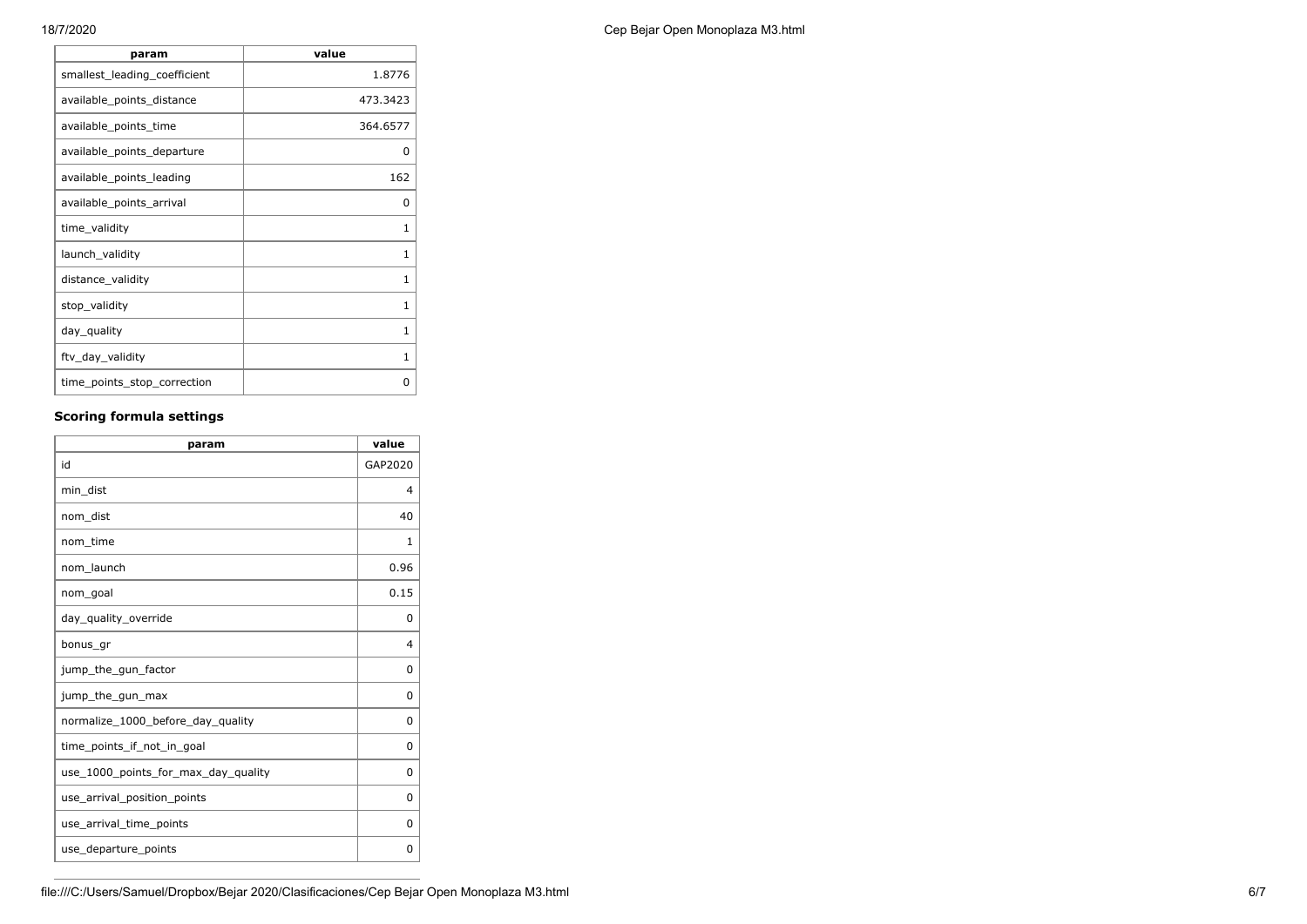| param | value |
| --- | --- |
| smallest_leading_coefficient | 1.8776 |
| available_points_distance | 473.3423 |
| available_points_time | 364.6577 |
| available_points_departure | 0 |
| available_points_leading | 162 |
| available_points_arrival | 0 |
| time_validity | 1 |
| launch_validity | 1 |
| distance_validity | 1 |
| stop_validity | 1 |
| day_quality | 1 |
| ftv_day_validity | 1 |
| time_points_stop_correction | 0 |

### Scoring formula settings

| param | value |
| --- | --- |
| id | GAP2020 |
| min_dist | 4 |
| nom_dist | 40 |
| nom_time | 1 |
| nom_launch | 0.96 |
| nom_goal | 0.15 |
| day_quality_override | 0 |
| bonus_gr | 4 |
| jump_the_gun_factor | 0 |
| jump_the_gun_max | 0 |
| normalize_1000_before_day_quality | 0 |
| time_points_if_not_in_goal | 0 |
| use_1000_points_for_max_day_quality | 0 |
| use_arrival_position_points | 0 |
| use_arrival_time_points | 0 |
| use_departure_points | 0 |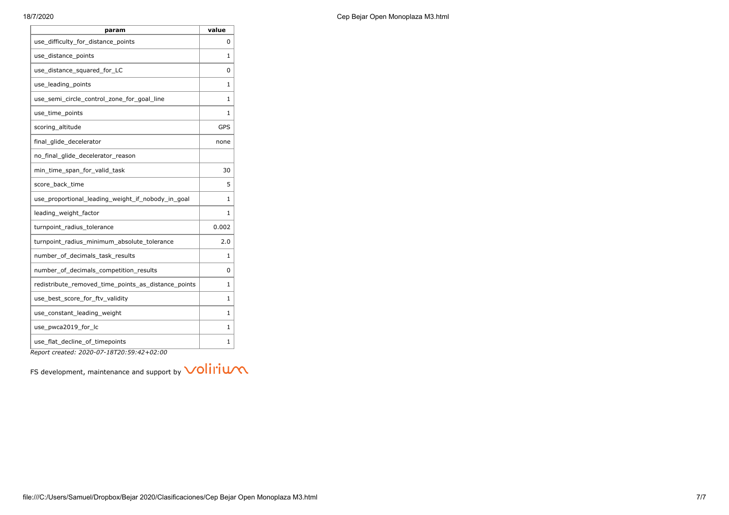| param | value |
| --- | --- |
| use_difficulty_for_distance_points | 0 |
| use_distance_points | 1 |
| use_distance_squared_for_LC | 0 |
| use_leading_points | 1 |
| use_semi_circle_control_zone_for_goal_line | 1 |
| use_time_points | 1 |
| scoring_altitude | GPS |
| final_glide_decelerator | none |
| no_final_glide_decelerator_reason | |
| min_time_span_for_valid_task | 30 |
| score_back_time | 5 |
| use_proportional_leading_weight_if_nobody_in_goal | 1 |
| leading_weight_factor | 1 |
| turnpoint_radius_tolerance | 0.002 |
| turnpoint_radius_minimum_absolute_tolerance | 2.0 |
| number_of_decimals_task_results | 1 |
| number_of_decimals_competition_results | 0 |
| redistribute_removed_time_points_as_distance_points | 1 |
| use_best_score_for_ftv_validity | 1 |
| use_constant_leading_weight | 1 |
| use_pwca2019_for_lc | 1 |
| use_flat_decline_of_timepoints | 1 |

*Report created: 2020-07-18T20:59:42+02:00*

FS development, maintenance and support by volirium